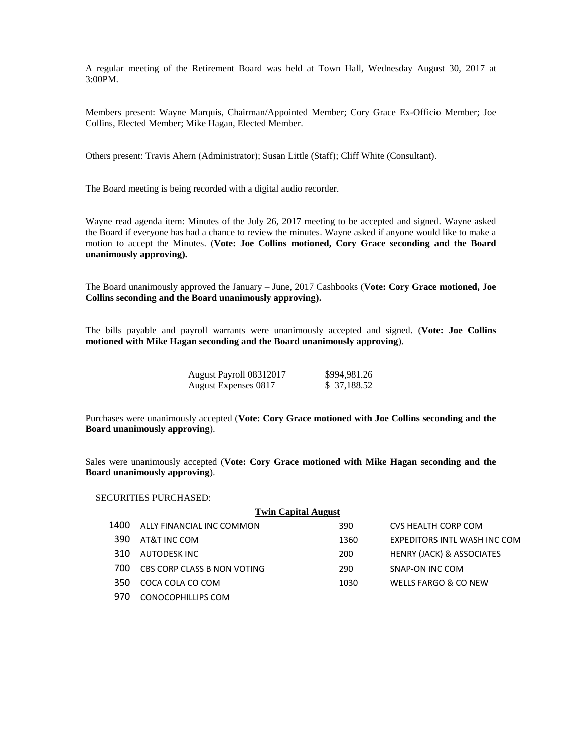A regular meeting of the Retirement Board was held at Town Hall, Wednesday August 30, 2017 at 3:00PM.

Members present: Wayne Marquis, Chairman/Appointed Member; Cory Grace Ex-Officio Member; Joe Collins, Elected Member; Mike Hagan, Elected Member.

Others present: Travis Ahern (Administrator); Susan Little (Staff); Cliff White (Consultant).

The Board meeting is being recorded with a digital audio recorder.

Wayne read agenda item: Minutes of the July 26, 2017 meeting to be accepted and signed. Wayne asked the Board if everyone has had a chance to review the minutes. Wayne asked if anyone would like to make a motion to accept the Minutes. (**Vote: Joe Collins motioned, Cory Grace seconding and the Board unanimously approving).**

The Board unanimously approved the January – June, 2017 Cashbooks (**Vote: Cory Grace motioned, Joe Collins seconding and the Board unanimously approving).**

The bills payable and payroll warrants were unanimously accepted and signed. (**Vote: Joe Collins motioned with Mike Hagan seconding and the Board unanimously approving**).

| | |
|---|---|
| August Payroll 08312017 | $994,981.26 |
| August Expenses 0817 | $ 37,188.52 |

Purchases were unanimously accepted (**Vote: Cory Grace motioned with Joe Collins seconding and the Board unanimously approving**).

Sales were unanimously accepted (**Vote: Cory Grace motioned with Mike Hagan seconding and the Board unanimously approving**).

SECURITIES PURCHASED:

**Twin Capital August**

| | | | |
|---|---|---|---|
| 1400 | ALLY FINANCIAL INC COMMON | 390 | CVS HEALTH CORP COM |
| 390 | AT&T INC COM | 1360 | EXPEDITORS INTL WASH INC COM |
| 310 | AUTODESK INC | 200 | HENRY (JACK) & ASSOCIATES |
| 700 | CBS CORP CLASS B NON VOTING | 290 | SNAP-ON INC COM |
| 350 | COCA COLA CO COM | 1030 | WELLS FARGO & CO NEW |
| 970 | CONOCOPHILLIPS COM | | |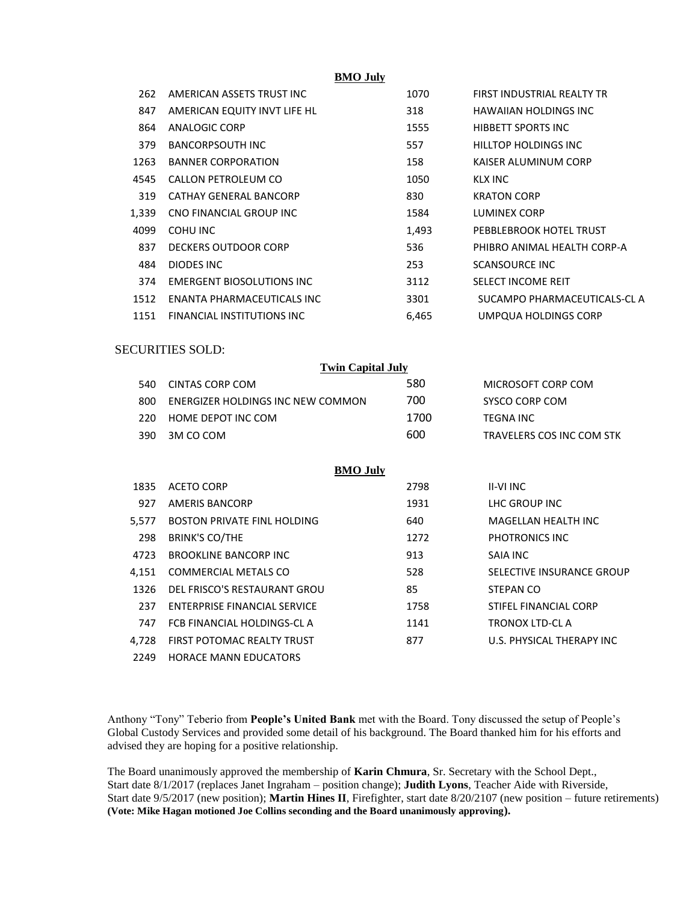**BMO July**

| | | | |
|---|---|---|---|
| 262 | AMERICAN ASSETS TRUST INC | 1070 | FIRST INDUSTRIAL REALTY TR |
| 847 | AMERICAN EQUITY INVT LIFE HL | 318 | HAWAIIAN HOLDINGS INC |
| 864 | ANALOGIC CORP | 1555 | HIBBETT SPORTS INC |
| 379 | BANCORPSOUTH INC | 557 | HILLTOP HOLDINGS INC |
| 1263 | BANNER CORPORATION | 158 | KAISER ALUMINUM CORP |
| 4545 | CALLON PETROLEUM CO | 1050 | KLX INC |
| 319 | CATHAY GENERAL BANCORP | 830 | KRATON CORP |
| 1,339 | CNO FINANCIAL GROUP INC | 1584 | LUMINEX CORP |
| 4099 | COHU INC | 1,493 | PEBBLEBROOK HOTEL TRUST |
| 837 | DECKERS OUTDOOR CORP | 536 | PHIBRO ANIMAL HEALTH CORP-A |
| 484 | DIODES INC | 253 | SCANSOURCE INC |
| 374 | EMERGENT BIOSOLUTIONS INC | 3112 | SELECT INCOME REIT |
| 1512 | ENANTA PHARMACEUTICALS INC | 3301 | SUCAMPO PHARMACEUTICALS-CL A |
| 1151 | FINANCIAL INSTITUTIONS INC | 6,465 | UMPQUA HOLDINGS CORP |

SECURITIES SOLD:

**Twin Capital July**

| | | | |
|---|---|---|---|
| 540 | CINTAS CORP COM | 580 | MICROSOFT CORP COM |
| 800 | ENERGIZER HOLDINGS INC NEW COMMON | 700 | SYSCO CORP COM |
| 220 | HOME DEPOT INC COM | 1700 | TEGNA INC |
| 390 | 3M CO COM | 600 | TRAVELERS COS INC COM STK |

**BMO July**

| | | | |
|---|---|---|---|
| 1835 | ACETO CORP | 2798 | II-VI INC |
| 927 | AMERIS BANCORP | 1931 | LHC GROUP INC |
| 5,577 | BOSTON PRIVATE FINL HOLDING | 640 | MAGELLAN HEALTH INC |
| 298 | BRINK'S CO/THE | 1272 | PHOTRONICS INC |
| 4723 | BROOKLINE BANCORP INC | 913 | SAIA INC |
| 4,151 | COMMERCIAL METALS CO | 528 | SELECTIVE INSURANCE GROUP |
| 1326 | DEL FRISCO'S RESTAURANT GROU | 85 | STEPAN CO |
| 237 | ENTERPRISE FINANCIAL SERVICE | 1758 | STIFEL FINANCIAL CORP |
| 747 | FCB FINANCIAL HOLDINGS-CL A | 1141 | TRONOX LTD-CL A |
| 4,728 | FIRST POTOMAC REALTY TRUST | 877 | U.S. PHYSICAL THERAPY INC |
| 2249 | HORACE MANN EDUCATORS | | |

Anthony "Tony" Teberio from **People's United Bank** met with the Board. Tony discussed the setup of People's Global Custody Services and provided some detail of his background. The Board thanked him for his efforts and advised they are hoping for a positive relationship.

The Board unanimously approved the membership of **Karin Chmura**, Sr. Secretary with the School Dept., Start date 8/1/2017 (replaces Janet Ingraham – position change); **Judith Lyons**, Teacher Aide with Riverside, Start date 9/5/2017 (new position); **Martin Hines II**, Firefighter, start date 8/20/2107 (new position – future retirements) **(Vote: Mike Hagan motioned Joe Collins seconding and the Board unanimously approving).**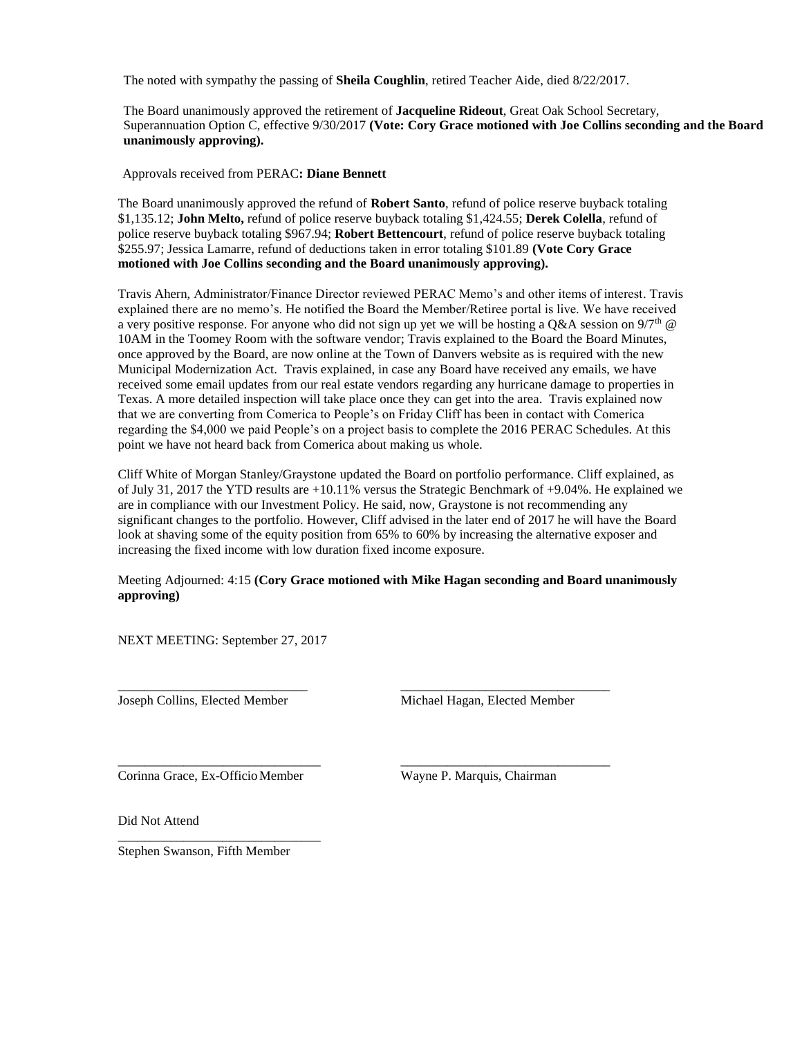The noted with sympathy the passing of **Sheila Coughlin**, retired Teacher Aide, died 8/22/2017.

The Board unanimously approved the retirement of **Jacqueline Rideout**, Great Oak School Secretary, Superannuation Option C, effective 9/30/2017 **(Vote: Cory Grace motioned with Joe Collins seconding and the Board unanimously approving).**

Approvals received from PERAC**: Diane Bennett**

The Board unanimously approved the refund of **Robert Santo**, refund of police reserve buyback totaling $1,135.12; **John Melto,** refund of police reserve buyback totaling $1,424.55; **Derek Colella**, refund of police reserve buyback totaling $967.94; **Robert Bettencourt**, refund of police reserve buyback totaling $255.97; Jessica Lamarre, refund of deductions taken in error totaling $101.89 **(Vote Cory Grace motioned with Joe Collins seconding and the Board unanimously approving).**

Travis Ahern, Administrator/Finance Director reviewed PERAC Memo's and other items of interest. Travis explained there are no memo's. He notified the Board the Member/Retiree portal is live. We have received a very positive response. For anyone who did not sign up yet we will be hosting a Q&A session on 9/7th @ 10AM in the Toomey Room with the software vendor; Travis explained to the Board the Board Minutes, once approved by the Board, are now online at the Town of Danvers website as is required with the new Municipal Modernization Act. Travis explained, in case any Board have received any emails, we have received some email updates from our real estate vendors regarding any hurricane damage to properties in Texas. A more detailed inspection will take place once they can get into the area. Travis explained now that we are converting from Comerica to People's on Friday Cliff has been in contact with Comerica regarding the $4,000 we paid People's on a project basis to complete the 2016 PERAC Schedules. At this point we have not heard back from Comerica about making us whole.

Cliff White of Morgan Stanley/Graystone updated the Board on portfolio performance. Cliff explained, as of July 31, 2017 the YTD results are +10.11% versus the Strategic Benchmark of +9.04%. He explained we are in compliance with our Investment Policy. He said, now, Graystone is not recommending any significant changes to the portfolio. However, Cliff advised in the later end of 2017 he will have the Board look at shaving some of the equity position from 65% to 60% by increasing the alternative exposer and increasing the fixed income with low duration fixed income exposure.

Meeting Adjourned: 4:15 **(Cory Grace motioned with Mike Hagan seconding and Board unanimously approving)**

NEXT MEETING: September 27, 2017

______________________________
Joseph Collins, Elected Member

______________________________
Michael Hagan, Elected Member

______________________________
Corinna Grace, Ex-Officio Member

______________________________
Wayne P. Marquis, Chairman

Did Not Attend

______________________________
Stephen Swanson, Fifth Member